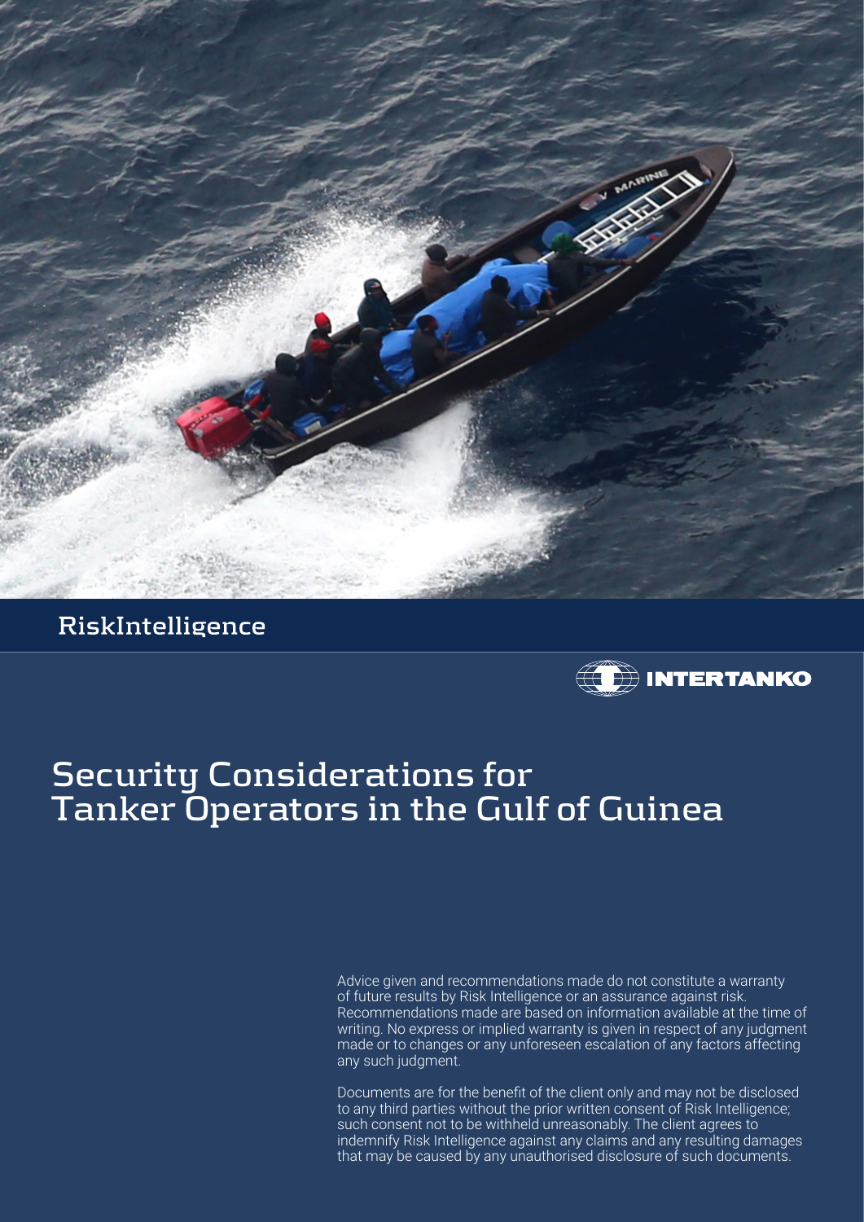RiskIntelligence

INTERTANKO

# Security Considerations for Tanker Operators in the Gulf of Guinea

Advice given and recommendations made do not constitute a warranty of future results by Risk Intelligence or an assurance against risk. Recommendations made are based on information available at the time of writing. No express or implied warranty is given in respect of any judgment made or to changes or any unforeseen escalation of any factors affecting any such judgment.

Documents are for the benefit of the client only and may not be disclosed to any third parties without the prior written consent of Risk Intelligence; such consent not to be withheld unreasonably. The client agrees to indemnify Risk Intelligence against any claims and any resulting damages that may be caused by any unauthorised disclosure of such documents.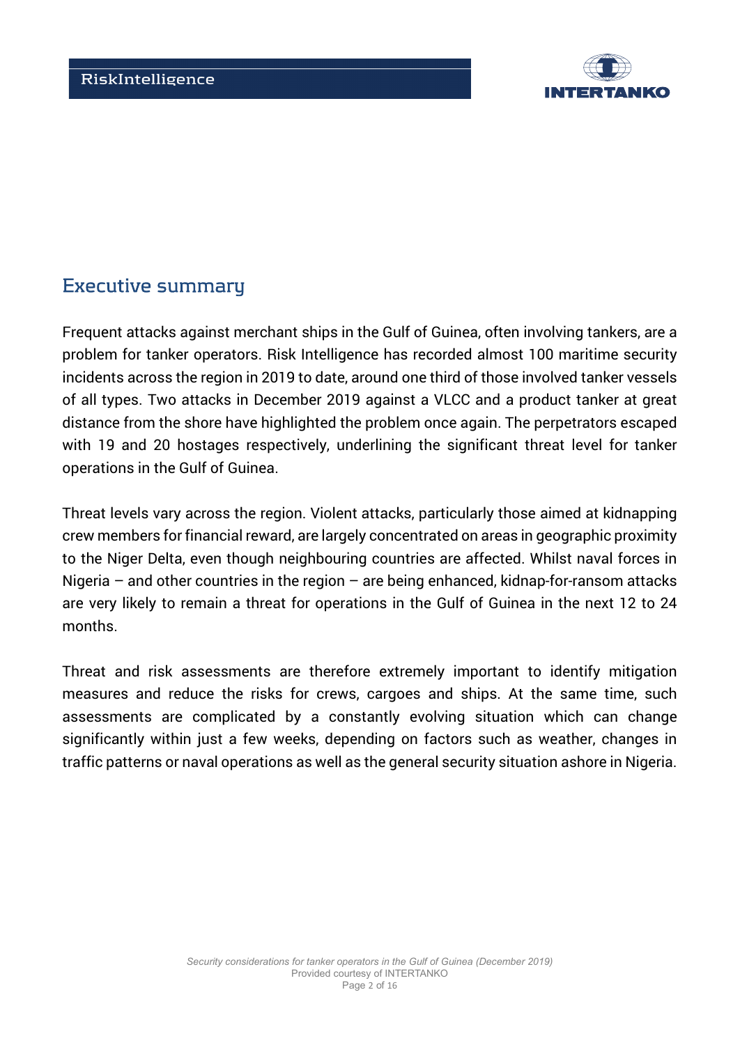## Executive summary

Frequent attacks against merchant ships in the Gulf of Guinea, often involving tankers, are a problem for tanker operators. Risk Intelligence has recorded almost 100 maritime security incidents across the region in 2019 to date, around one third of those involved tanker vessels of all types. Two attacks in December 2019 against a VLCC and a product tanker at great distance from the shore have highlighted the problem once again. The perpetrators escaped with 19 and 20 hostages respectively, underlining the significant threat level for tanker operations in the Gulf of Guinea.

Threat levels vary across the region. Violent attacks, particularly those aimed at kidnapping crew members for financial reward, are largely concentrated on areas in geographic proximity to the Niger Delta, even though neighbouring countries are affected. Whilst naval forces in Nigeria – and other countries in the region – are being enhanced, kidnap-for-ransom attacks are very likely to remain a threat for operations in the Gulf of Guinea in the next 12 to 24 months.

Threat and risk assessments are therefore extremely important to identify mitigation measures and reduce the risks for crews, cargoes and ships. At the same time, such assessments are complicated by a constantly evolving situation which can change significantly within just a few weeks, depending on factors such as weather, changes in traffic patterns or naval operations as well as the general security situation ashore in Nigeria.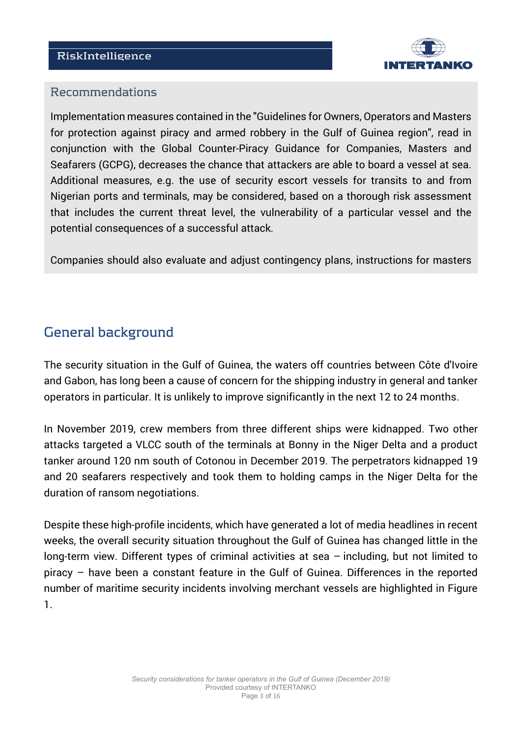## Recommendations

Implementation measures contained in the "Guidelines for Owners, Operators and Masters for protection against piracy and armed robbery in the Gulf of Guinea region", read in conjunction with the Global Counter-Piracy Guidance for Companies, Masters and Seafarers (GCPG), decreases the chance that attackers are able to board a vessel at sea. Additional measures, e.g. the use of security escort vessels for transits to and from Nigerian ports and terminals, may be considered, based on a thorough risk assessment that includes the current threat level, the vulnerability of a particular vessel and the potential consequences of a successful attack.

Companies should also evaluate and adjust contingency plans, instructions for masters

# General background

The security situation in the Gulf of Guinea, the waters off countries between Côte d'Ivoire and Gabon, has long been a cause of concern for the shipping industry in general and tanker operators in particular. It is unlikely to improve significantly in the next 12 to 24 months.

In November 2019, crew members from three different ships were kidnapped. Two other attacks targeted a VLCC south of the terminals at Bonny in the Niger Delta and a product tanker around 120 nm south of Cotonou in December 2019. The perpetrators kidnapped 19 and 20 seafarers respectively and took them to holding camps in the Niger Delta for the duration of ransom negotiations.

Despite these high-profile incidents, which have generated a lot of media headlines in recent weeks, the overall security situation throughout the Gulf of Guinea has changed little in the long-term view. Different types of criminal activities at sea – including, but not limited to piracy – have been a constant feature in the Gulf of Guinea. Differences in the reported number of maritime security incidents involving merchant vessels are highlighted in Figure 1.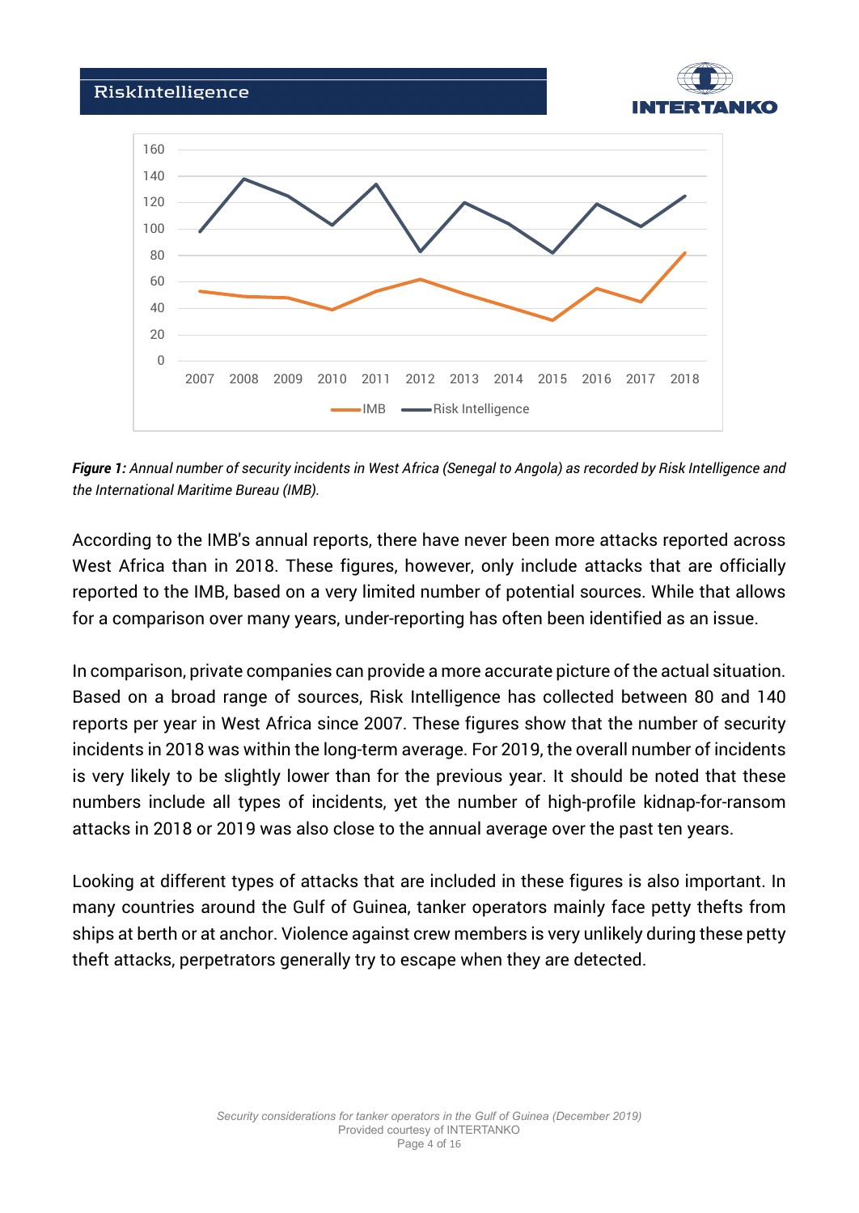*__Figure 1:__ Annual number of security incidents in West Africa (Senegal to Angola) as recorded by Risk Intelligence and the International Maritime Bureau (IMB).*

According to the IMB's annual reports, there have never been more attacks reported across West Africa than in 2018. These figures, however, only include attacks that are officially reported to the IMB, based on a very limited number of potential sources. While that allows for a comparison over many years, under-reporting has often been identified as an issue.

In comparison, private companies can provide a more accurate picture of the actual situation. Based on a broad range of sources, Risk Intelligence has collected between 80 and 140 reports per year in West Africa since 2007. These figures show that the number of security incidents in 2018 was within the long-term average. For 2019, the overall number of incidents is very likely to be slightly lower than for the previous year. It should be noted that these numbers include all types of incidents, yet the number of high-profile kidnap-for-ransom attacks in 2018 or 2019 was also close to the annual average over the past ten years.

Looking at different types of attacks that are included in these figures is also important. In many countries around the Gulf of Guinea, tanker operators mainly face petty thefts from ships at berth or at anchor. Violence against crew members is very unlikely during these petty theft attacks, perpetrators generally try to escape when they are detected.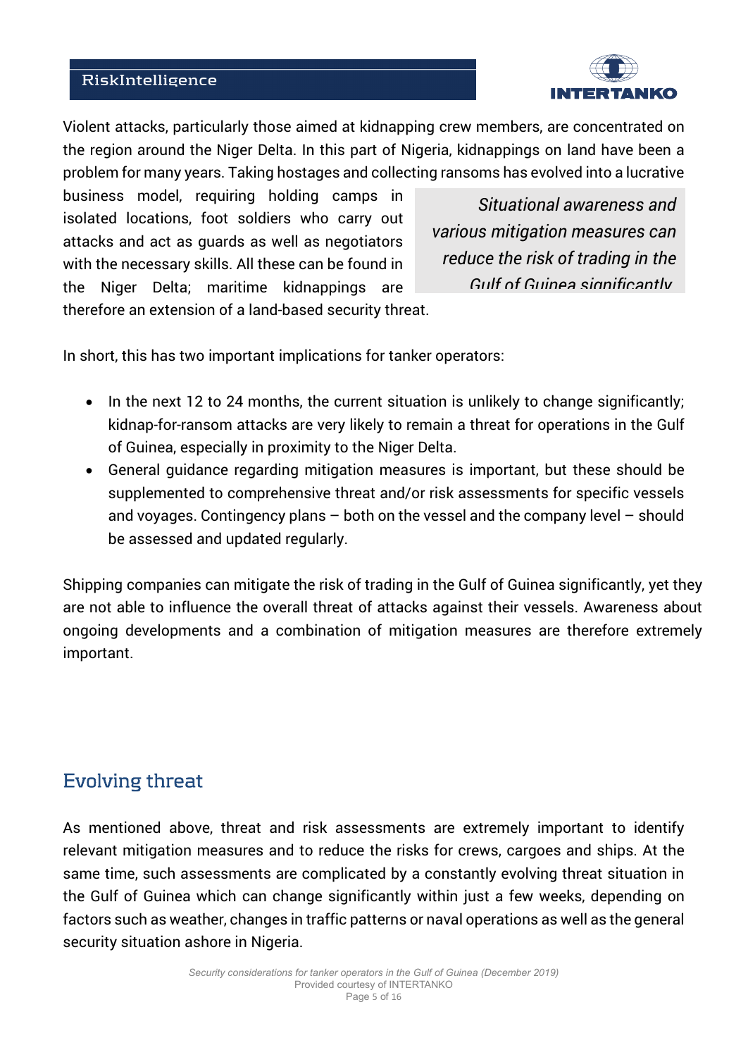Violent attacks, particularly those aimed at kidnapping crew members, are concentrated on the region around the Niger Delta. In this part of Nigeria, kidnappings on land have been a problem for many years. Taking hostages and collecting ransoms has evolved into a lucrative business model, requiring holding camps in isolated locations, foot soldiers who carry out attacks and act as guards as well as negotiators with the necessary skills. All these can be found in the Niger Delta; maritime kidnappings are therefore an extension of a land-based security threat.

> *Situational awareness and various mitigation measures can reduce the risk of trading in the Gulf of Guinea significantly*

In short, this has two important implications for tanker operators:

- In the next 12 to 24 months, the current situation is unlikely to change significantly; kidnap-for-ransom attacks are very likely to remain a threat for operations in the Gulf of Guinea, especially in proximity to the Niger Delta.
- General guidance regarding mitigation measures is important, but these should be supplemented to comprehensive threat and/or risk assessments for specific vessels and voyages. Contingency plans – both on the vessel and the company level – should be assessed and updated regularly.

Shipping companies can mitigate the risk of trading in the Gulf of Guinea significantly, yet they are not able to influence the overall threat of attacks against their vessels. Awareness about ongoing developments and a combination of mitigation measures are therefore extremely important.

## Evolving threat

As mentioned above, threat and risk assessments are extremely important to identify relevant mitigation measures and to reduce the risks for crews, cargoes and ships. At the same time, such assessments are complicated by a constantly evolving threat situation in the Gulf of Guinea which can change significantly within just a few weeks, depending on factors such as weather, changes in traffic patterns or naval operations as well as the general security situation ashore in Nigeria.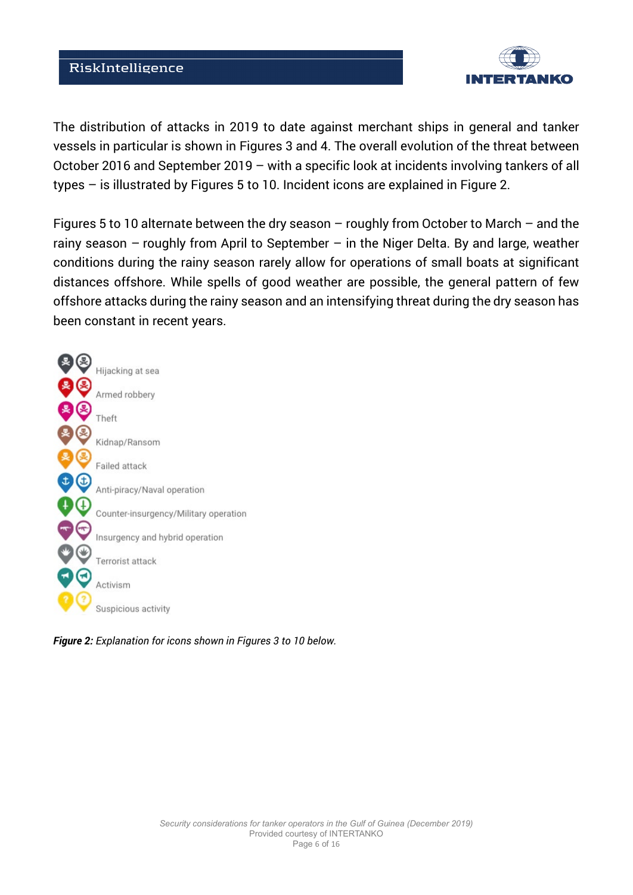The distribution of attacks in 2019 to date against merchant ships in general and tanker vessels in particular is shown in Figures 3 and 4. The overall evolution of the threat between October 2016 and September 2019 – with a specific look at incidents involving tankers of all types – is illustrated by Figures 5 to 10. Incident icons are explained in Figure 2.

Figures 5 to 10 alternate between the dry season – roughly from October to March – and the rainy season – roughly from April to September – in the Niger Delta. By and large, weather conditions during the rainy season rarely allow for operations of small boats at significant distances offshore. While spells of good weather are possible, the general pattern of few offshore attacks during the rainy season and an intensifying threat during the dry season has been constant in recent years.

- Hijacking at sea
- Armed robbery
- Theft
- Kidnap/Ransom
- Failed attack
- Anti-piracy/Naval operation
- Counter-insurgency/Military operation
- Insurgency and hybrid operation
- Terrorist attack
- Activism
- Suspicious activity

***Figure 2:*** *Explanation for icons shown in Figures 3 to 10 below.*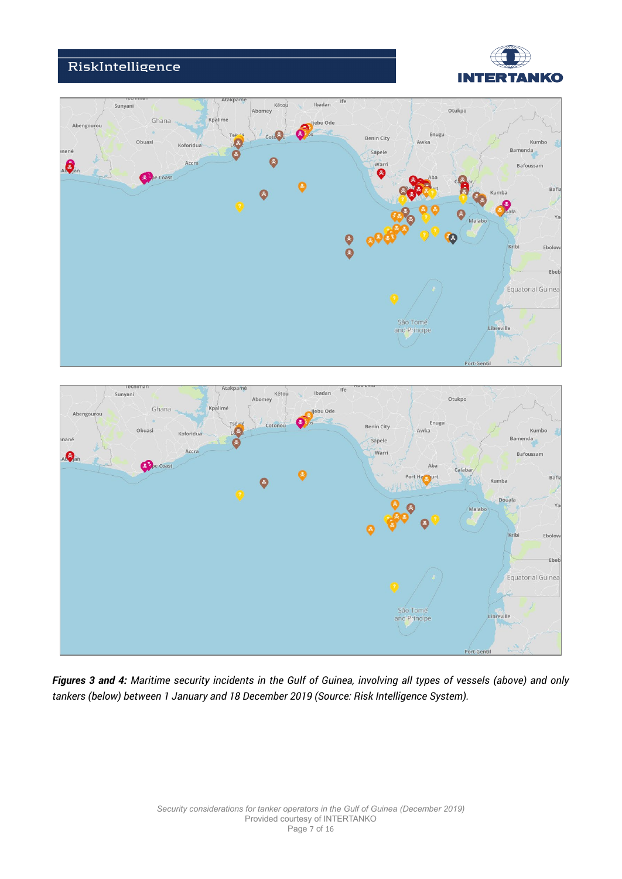***Figures 3 and 4:*** *Maritime security incidents in the Gulf of Guinea, involving all types of vessels (above) and only tankers (below) between 1 January and 18 December 2019 (Source: Risk Intelligence System).*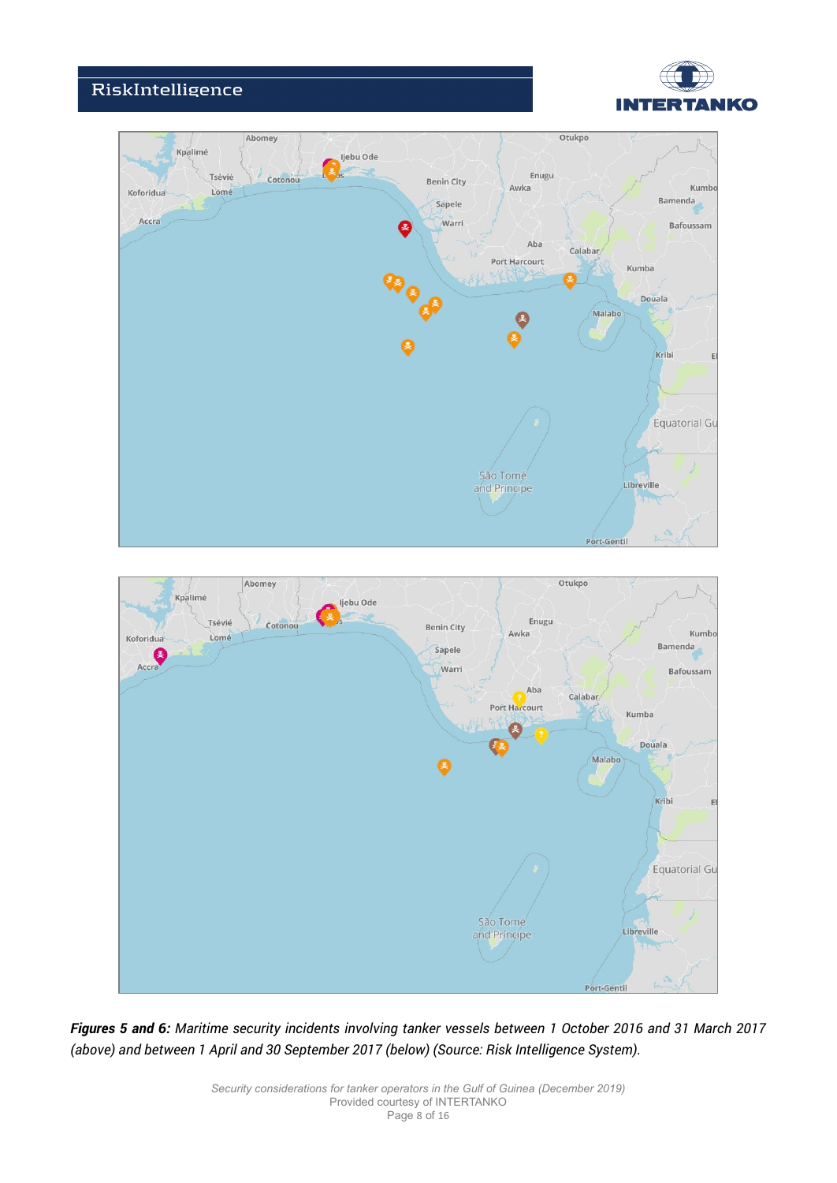***Figures 5 and 6:*** *Maritime security incidents involving tanker vessels between 1 October 2016 and 31 March 2017 (above) and between 1 April and 30 September 2017 (below) (Source: Risk Intelligence System).*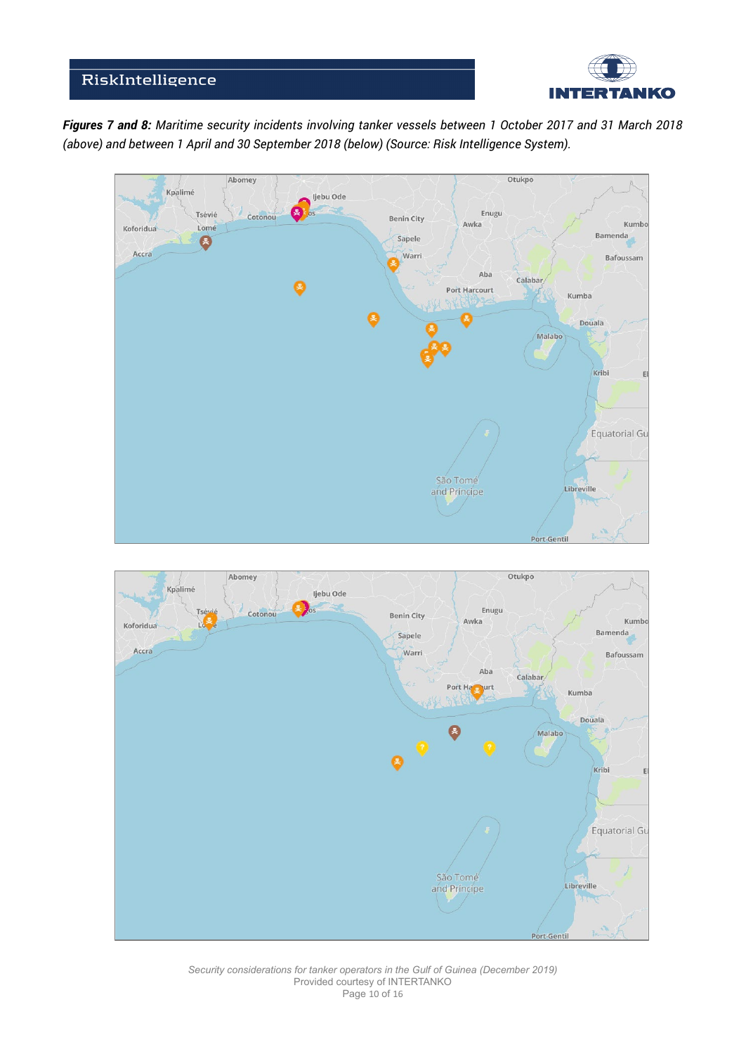***Figures 7 and 8:*** *Maritime security incidents involving tanker vessels between 1 October 2017 and 31 March 2018 (above) and between 1 April and 30 September 2018 (below) (Source: Risk Intelligence System).*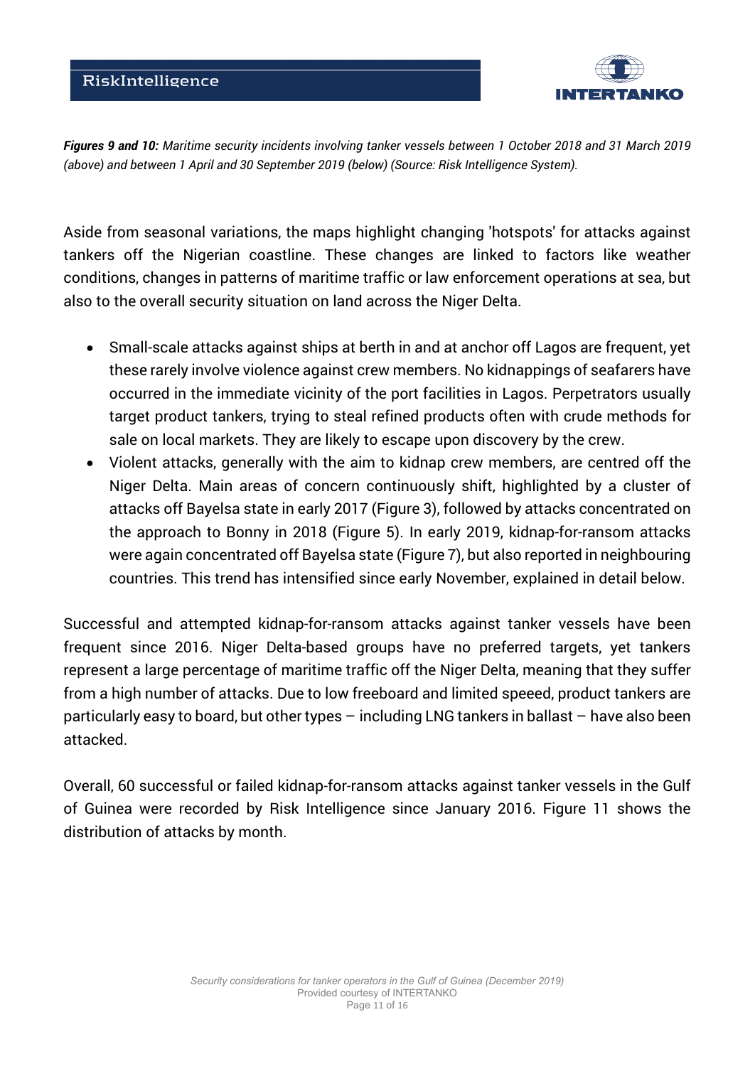***Figures 9 and 10:*** *Maritime security incidents involving tanker vessels between 1 October 2018 and 31 March 2019 (above) and between 1 April and 30 September 2019 (below) (Source: Risk Intelligence System).*

Aside from seasonal variations, the maps highlight changing 'hotspots' for attacks against tankers off the Nigerian coastline. These changes are linked to factors like weather conditions, changes in patterns of maritime traffic or law enforcement operations at sea, but also to the overall security situation on land across the Niger Delta.

- Small-scale attacks against ships at berth in and at anchor off Lagos are frequent, yet these rarely involve violence against crew members. No kidnappings of seafarers have occurred in the immediate vicinity of the port facilities in Lagos. Perpetrators usually target product tankers, trying to steal refined products often with crude methods for sale on local markets. They are likely to escape upon discovery by the crew.
- Violent attacks, generally with the aim to kidnap crew members, are centred off the Niger Delta. Main areas of concern continuously shift, highlighted by a cluster of attacks off Bayelsa state in early 2017 (Figure 3), followed by attacks concentrated on the approach to Bonny in 2018 (Figure 5). In early 2019, kidnap-for-ransom attacks were again concentrated off Bayelsa state (Figure 7), but also reported in neighbouring countries. This trend has intensified since early November, explained in detail below.

Successful and attempted kidnap-for-ransom attacks against tanker vessels have been frequent since 2016. Niger Delta-based groups have no preferred targets, yet tankers represent a large percentage of maritime traffic off the Niger Delta, meaning that they suffer from a high number of attacks. Due to low freeboard and limited speeed, product tankers are particularly easy to board, but other types – including LNG tankers in ballast – have also been attacked.

Overall, 60 successful or failed kidnap-for-ransom attacks against tanker vessels in the Gulf of Guinea were recorded by Risk Intelligence since January 2016. Figure 11 shows the distribution of attacks by month.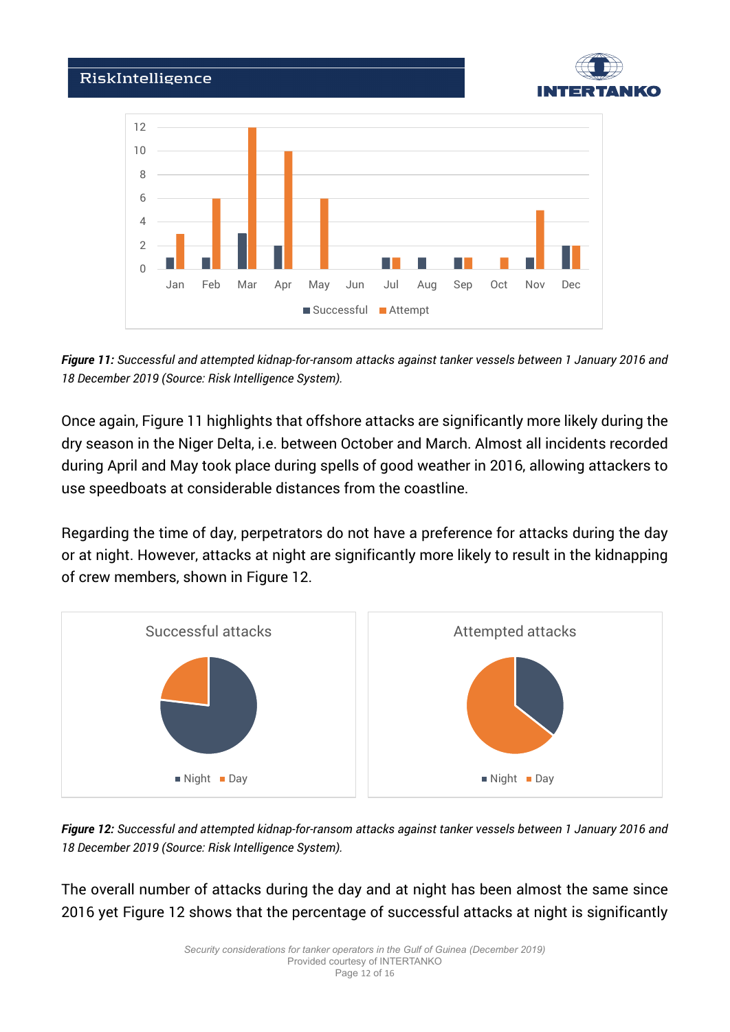*Figure 11: Successful and attempted kidnap-for-ransom attacks against tanker vessels between 1 January 2016 and 18 December 2019 (Source: Risk Intelligence System).*

Once again, Figure 11 highlights that offshore attacks are significantly more likely during the dry season in the Niger Delta, i.e. between October and March. Almost all incidents recorded during April and May took place during spells of good weather in 2016, allowing attackers to use speedboats at considerable distances from the coastline.

Regarding the time of day, perpetrators do not have a preference for attacks during the day or at night. However, attacks at night are significantly more likely to result in the kidnapping of crew members, shown in Figure 12.

*Figure 12: Successful and attempted kidnap-for-ransom attacks against tanker vessels between 1 January 2016 and 18 December 2019 (Source: Risk Intelligence System).*

The overall number of attacks during the day and at night has been almost the same since 2016 yet Figure 12 shows that the percentage of successful attacks at night is significantly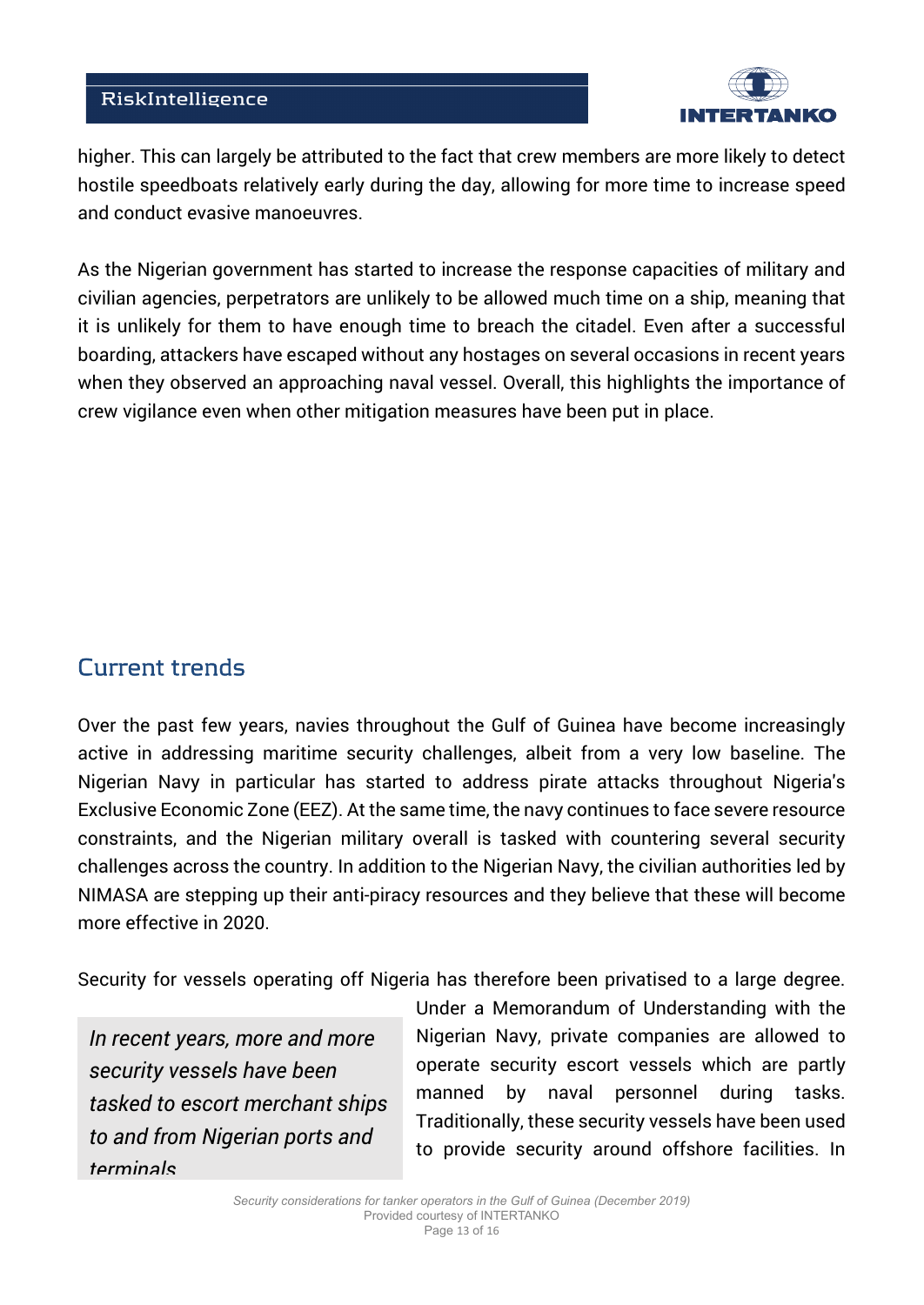higher. This can largely be attributed to the fact that crew members are more likely to detect hostile speedboats relatively early during the day, allowing for more time to increase speed and conduct evasive manoeuvres.

As the Nigerian government has started to increase the response capacities of military and civilian agencies, perpetrators are unlikely to be allowed much time on a ship, meaning that it is unlikely for them to have enough time to breach the citadel. Even after a successful boarding, attackers have escaped without any hostages on several occasions in recent years when they observed an approaching naval vessel. Overall, this highlights the importance of crew vigilance even when other mitigation measures have been put in place.

## Current trends

Over the past few years, navies throughout the Gulf of Guinea have become increasingly active in addressing maritime security challenges, albeit from a very low baseline. The Nigerian Navy in particular has started to address pirate attacks throughout Nigeria's Exclusive Economic Zone (EEZ). At the same time, the navy continues to face severe resource constraints, and the Nigerian military overall is tasked with countering several security challenges across the country. In addition to the Nigerian Navy, the civilian authorities led by NIMASA are stepping up their anti-piracy resources and they believe that these will become more effective in 2020.

Security for vessels operating off Nigeria has therefore been privatised to a large degree. Under a Memorandum of Understanding with the Nigerian Navy, private companies are allowed to operate security escort vessels which are partly manned by naval personnel during tasks. Traditionally, these security vessels have been used to provide security around offshore facilities. In

> *In recent years, more and more security vessels have been tasked to escort merchant ships to and from Nigerian ports and terminals*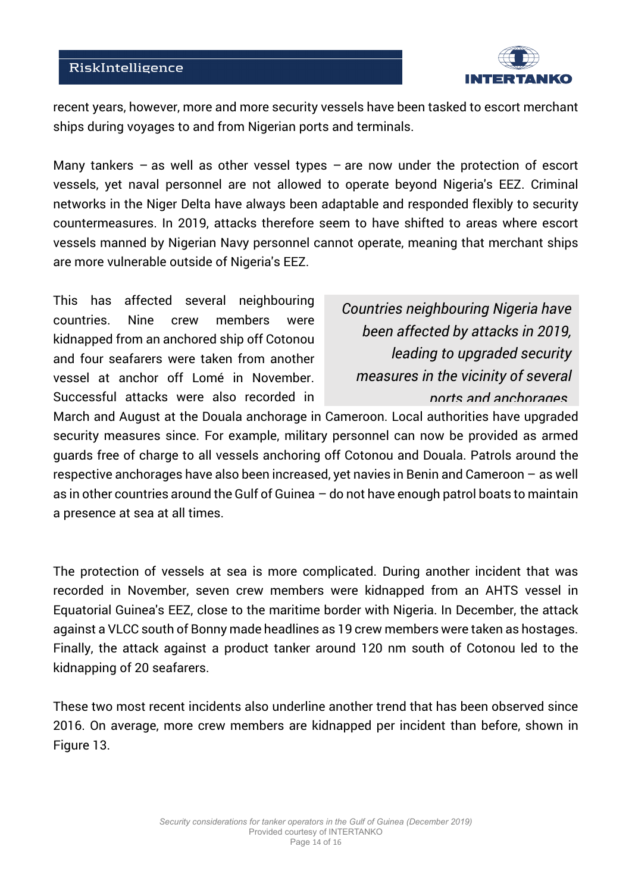recent years, however, more and more security vessels have been tasked to escort merchant ships during voyages to and from Nigerian ports and terminals.

Many tankers – as well as other vessel types – are now under the protection of escort vessels, yet naval personnel are not allowed to operate beyond Nigeria's EEZ. Criminal networks in the Niger Delta have always been adaptable and responded flexibly to security countermeasures. In 2019, attacks therefore seem to have shifted to areas where escort vessels manned by Nigerian Navy personnel cannot operate, meaning that merchant ships are more vulnerable outside of Nigeria's EEZ.

> *Countries neighbouring Nigeria have been affected by attacks in 2019, leading to upgraded security measures in the vicinity of several ports and anchorages*

This has affected several neighbouring countries. Nine crew members were kidnapped from an anchored ship off Cotonou and four seafarers were taken from another vessel at anchor off Lomé in November. Successful attacks were also recorded in March and August at the Douala anchorage in Cameroon. Local authorities have upgraded security measures since. For example, military personnel can now be provided as armed guards free of charge to all vessels anchoring off Cotonou and Douala. Patrols around the respective anchorages have also been increased, yet navies in Benin and Cameroon – as well as in other countries around the Gulf of Guinea – do not have enough patrol boats to maintain a presence at sea at all times.

The protection of vessels at sea is more complicated. During another incident that was recorded in November, seven crew members were kidnapped from an AHTS vessel in Equatorial Guinea's EEZ, close to the maritime border with Nigeria. In December, the attack against a VLCC south of Bonny made headlines as 19 crew members were taken as hostages. Finally, the attack against a product tanker around 120 nm south of Cotonou led to the kidnapping of 20 seafarers.

These two most recent incidents also underline another trend that has been observed since 2016. On average, more crew members are kidnapped per incident than before, shown in Figure 13.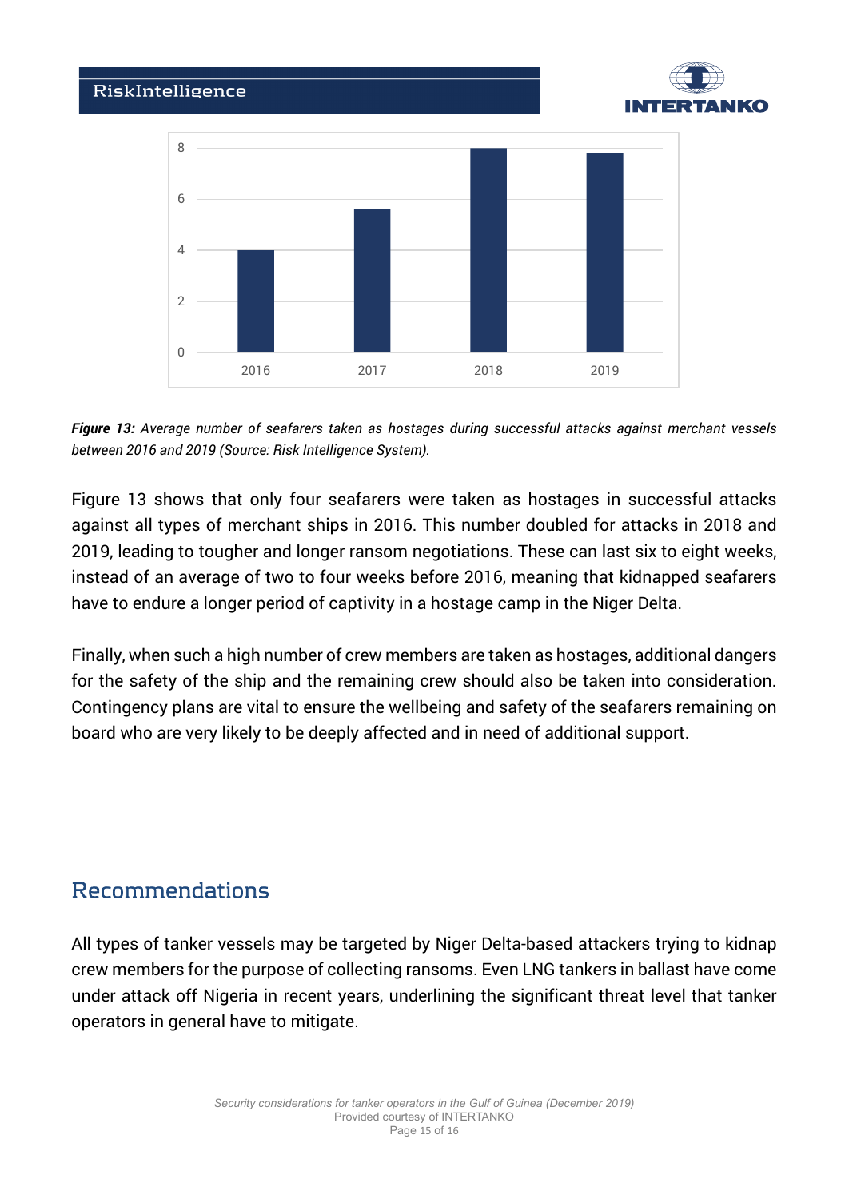*Figure 13: Average number of seafarers taken as hostages during successful attacks against merchant vessels between 2016 and 2019 (Source: Risk Intelligence System).*

Figure 13 shows that only four seafarers were taken as hostages in successful attacks against all types of merchant ships in 2016. This number doubled for attacks in 2018 and 2019, leading to tougher and longer ransom negotiations. These can last six to eight weeks, instead of an average of two to four weeks before 2016, meaning that kidnapped seafarers have to endure a longer period of captivity in a hostage camp in the Niger Delta.

Finally, when such a high number of crew members are taken as hostages, additional dangers for the safety of the ship and the remaining crew should also be taken into consideration. Contingency plans are vital to ensure the wellbeing and safety of the seafarers remaining on board who are very likely to be deeply affected and in need of additional support.

## Recommendations

All types of tanker vessels may be targeted by Niger Delta-based attackers trying to kidnap crew members for the purpose of collecting ransoms. Even LNG tankers in ballast have come under attack off Nigeria in recent years, underlining the significant threat level that tanker operators in general have to mitigate.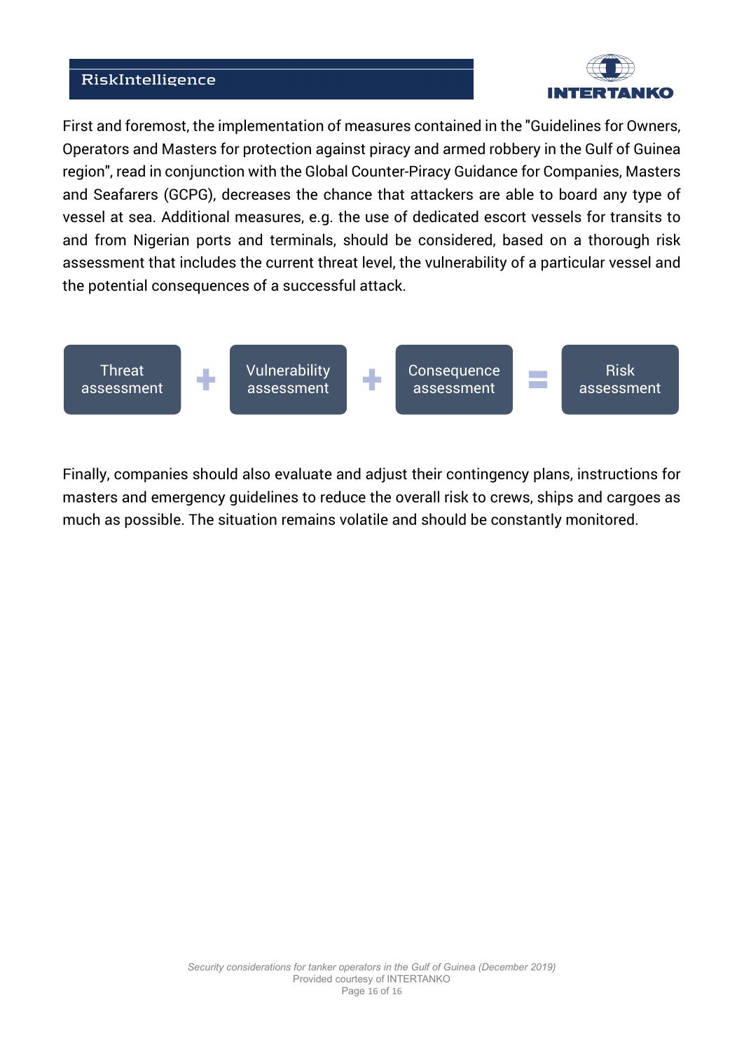First and foremost, the implementation of measures contained in the "Guidelines for Owners, Operators and Masters for protection against piracy and armed robbery in the Gulf of Guinea region", read in conjunction with the Global Counter-Piracy Guidance for Companies, Masters and Seafarers (GCPG), decreases the chance that attackers are able to board any type of vessel at sea. Additional measures, e.g. the use of dedicated escort vessels for transits to and from Nigerian ports and terminals, should be considered, based on a thorough risk assessment that includes the current threat level, the vulnerability of a particular vessel and the potential consequences of a successful attack.

Threat assessment + Vulnerability assessment + Consequence assessment = Risk assessment

Finally, companies should also evaluate and adjust their contingency plans, instructions for masters and emergency guidelines to reduce the overall risk to crews, ships and cargoes as much as possible. The situation remains volatile and should be constantly monitored.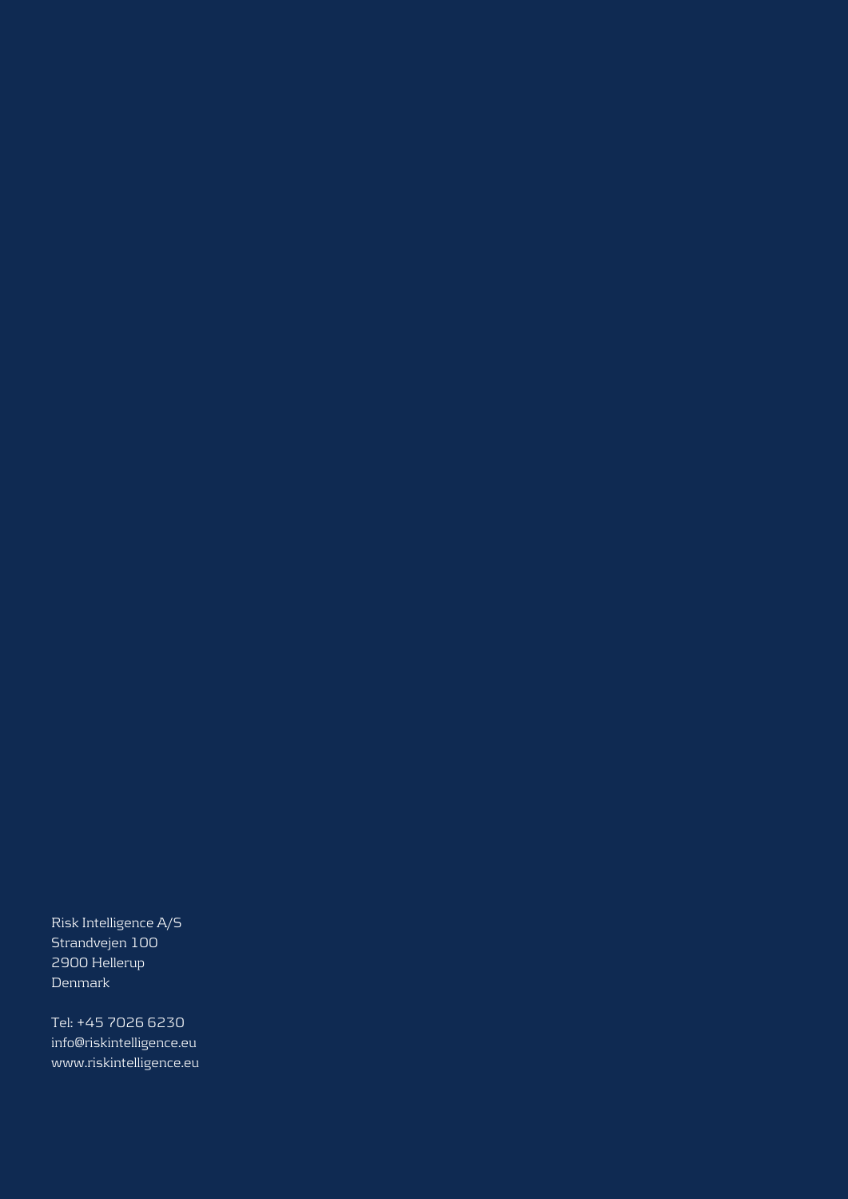Risk Intelligence A/S
Strandvejen 100
2900 Hellerup
Denmark

Tel: +45 7026 6230
info@riskintelligence.eu
www.riskintelligence.eu